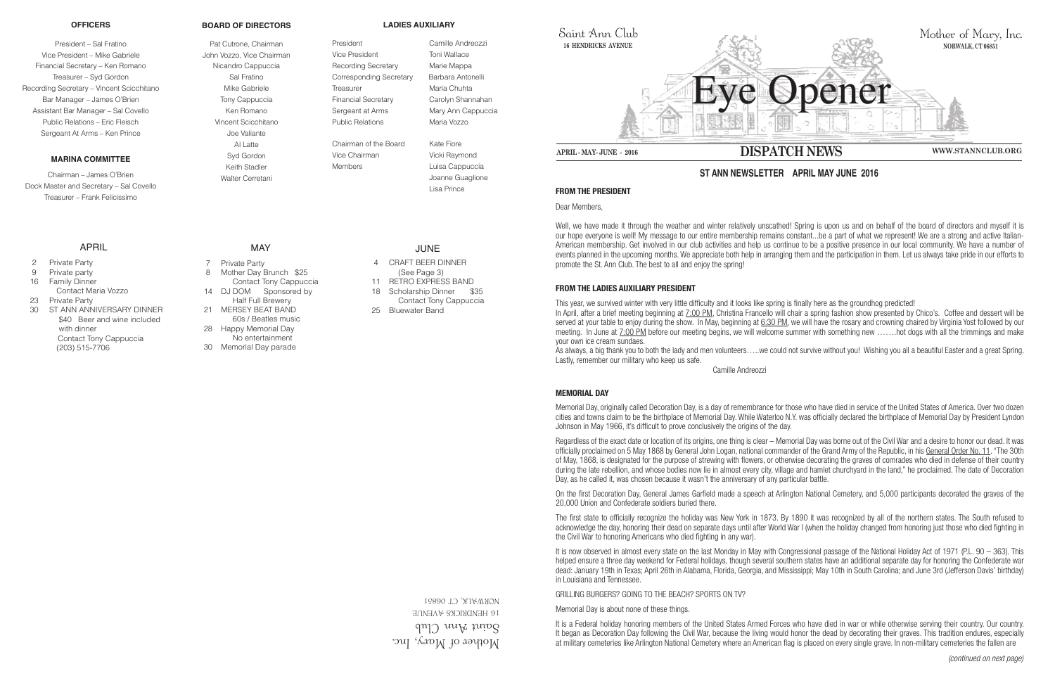## OFFICERS

President – Sal Fratino
Vice President – Mike Gabriele
Financial Secretary – Ken Romano
Treasurer – Syd Gordon
Recording Secretary – Vincent Scicchitano
Bar Manager – James O'Brien
Assistant Bar Manager – Sal Covello
Public Relations – Eric Fleisch
Sergeant At Arms – Ken Prince

## MARINA COMMITTEE

Chairman – James O'Brien
Dock Master and Secretary – Sal Covello
Treasurer – Frank Felicissimo

## BOARD OF DIRECTORS

Pat Cutrone, Chairman
John Vozzo, Vice Chairman
Nicandro Cappuccia
Sal Fratino
Mike Gabriele
Tony Cappuccia
Ken Romano
Vincent Scicchitano
Joe Valiante
Al Latte
Syd Gordon
Keith Stadler
Walter Cerretani

## LADIES AUXILIARY

| | |
|---|---|
| President | Camille Andreozzi |
| Vice President | Toni Wallace |
| Recording Secretary | Marie Mappa |
| Corresponding Secretary | Barbara Antonelli |
| Treasurer | Maria Chuhta |
| Financial Secretary | Carolyn Shannahan |
| Sergeant at Arms | Mary Ann Cappuccia |
| Public Relations | Maria Vozzo |
| Chairman of the Board | Kate Fiore |
| Vice Chairman | Vicki Raymond |
| Members | Luisa Cappuccia |
| | Joanne Guaglione |
| | Lisa Prince |

## APRIL

- 2 Private Party
- 9 Private party
- 16 Family Dinner
  Contact Maria Vozzo
- 23 Private Party
- 30 ST ANN ANNIVERSARY DINNER
  $40 Beer and wine included with dinner
  Contact Tony Cappuccia
  (203) 515-7706

## MAY

- 7 Private Party
- 8 Mother Day Brunch $25
  Contact Tony Cappuccia
- 14 DJ DOM Sponsored by Half Full Brewery
- 21 MERSEY BEAT BAND
  60s / Beatles music
- 28 Happy Memorial Day
  No entertainment
- 30 Memorial Day parade

## JUNE

- 4 CRAFT BEER DINNER
  (See Page 3)
- 11 RETRO EXPRESS BAND
- 18 Scholarship Dinner $35
  Contact Tony Cappuccia
- 25 Bluewater Band

Mother of Mary, Inc.
Saint Ann Club
16 HENDRICKS AVENUE
NORWALK, CT 06851

---

Saint Ann Club
16 HENDRICKS AVENUE

Mother of Mary, Inc.
NORWALK, CT 06851

# Eye Opener

APRIL - MAY- JUNE - 2016 **DISPATCH NEWS** WWW.STANNCLUB.ORG

## ST ANN NEWSLETTER APRIL MAY JUNE 2016

### FROM THE PRESIDENT

Dear Members,

Well, we have made it through the weather and winter relatively unscathed! Spring is upon us and on behalf of the board of directors and myself it is our hope everyone is well! My message to our entire membership remains constant...be a part of what we represent! We are a strong and active Italian-American membership. Get involved in our club activities and help us continue to be a positive presence in our local community. We have a number of events planned in the upcoming months. We appreciate both help in arranging them and the participation in them. Let us always take pride in our efforts to promote the St. Ann Club. The best to all and enjoy the spring!

### FROM THE LADIES AUXILIARY PRESIDENT

This year, we survived winter with very little difficulty and it looks like spring is finally here as the groundhog predicted!

In April, after a brief meeting beginning at 7:00 PM, Christina Francello will chair a spring fashion show presented by Chico's. Coffee and dessert will be served at your table to enjoy during the show. In May, beginning at 6:30 PM, we will have the rosary and crowning chaired by Virginia Yost followed by our meeting. In June at 7:00 PM before our meeting begins, we will welcome summer with something new …….hot dogs with all the trimmings and make your own ice cream sundaes.

As always, a big thank you to both the lady and men volunteers…..we could not survive without you! Wishing you all a beautiful Easter and a great Spring. Lastly, remember our military who keep us safe.

Camille Andreozzi

### MEMORIAL DAY

Memorial Day, originally called Decoration Day, is a day of remembrance for those who have died in service of the United States of America. Over two dozen cities and towns claim to be the birthplace of Memorial Day. While Waterloo N.Y. was officially declared the birthplace of Memorial Day by President Lyndon Johnson in May 1966, it's difficult to prove conclusively the origins of the day.

Regardless of the exact date or location of its origins, one thing is clear – Memorial Day was borne out of the Civil War and a desire to honor our dead. It was officially proclaimed on 5 May 1868 by General John Logan, national commander of the Grand Army of the Republic, in his General Order No. 11. "The 30th of May, 1868, is designated for the purpose of strewing with flowers, or otherwise decorating the graves of comrades who died in defense of their country during the late rebellion, and whose bodies now lie in almost every city, village and hamlet churchyard in the land," he proclaimed. The date of Decoration Day, as he called it, was chosen because it wasn't the anniversary of any particular battle.

On the first Decoration Day, General James Garfield made a speech at Arlington National Cemetery, and 5,000 participants decorated the graves of the 20,000 Union and Confederate soldiers buried there.

The first state to officially recognize the holiday was New York in 1873. By 1890 it was recognized by all of the northern states. The South refused to acknowledge the day, honoring their dead on separate days until after World War I (when the holiday changed from honoring just those who died fighting in the Civil War to honoring Americans who died fighting in any war).

It is now observed in almost every state on the last Monday in May with Congressional passage of the National Holiday Act of 1971 (P.L. 90 – 363). This helped ensure a three day weekend for Federal holidays, though several southern states have an additional separate day for honoring the Confederate war dead: January 19th in Texas; April 26th in Alabama, Florida, Georgia, and Mississippi; May 10th in South Carolina; and June 3rd (Jefferson Davis' birthday) in Louisiana and Tennessee.

GRILLING BURGERS? GOING TO THE BEACH? SPORTS ON TV?

Memorial Day is about none of these things.

It is a Federal holiday honoring members of the United States Armed Forces who have died in war or while otherwise serving their country. Our country. It began as Decoration Day following the Civil War, because the living would honor the dead by decorating their graves. This tradition endures, especially at military cemeteries like Arlington National Cemetery where an American flag is placed on every single grave. In non-military cemeteries the fallen are

*(continued on next page)*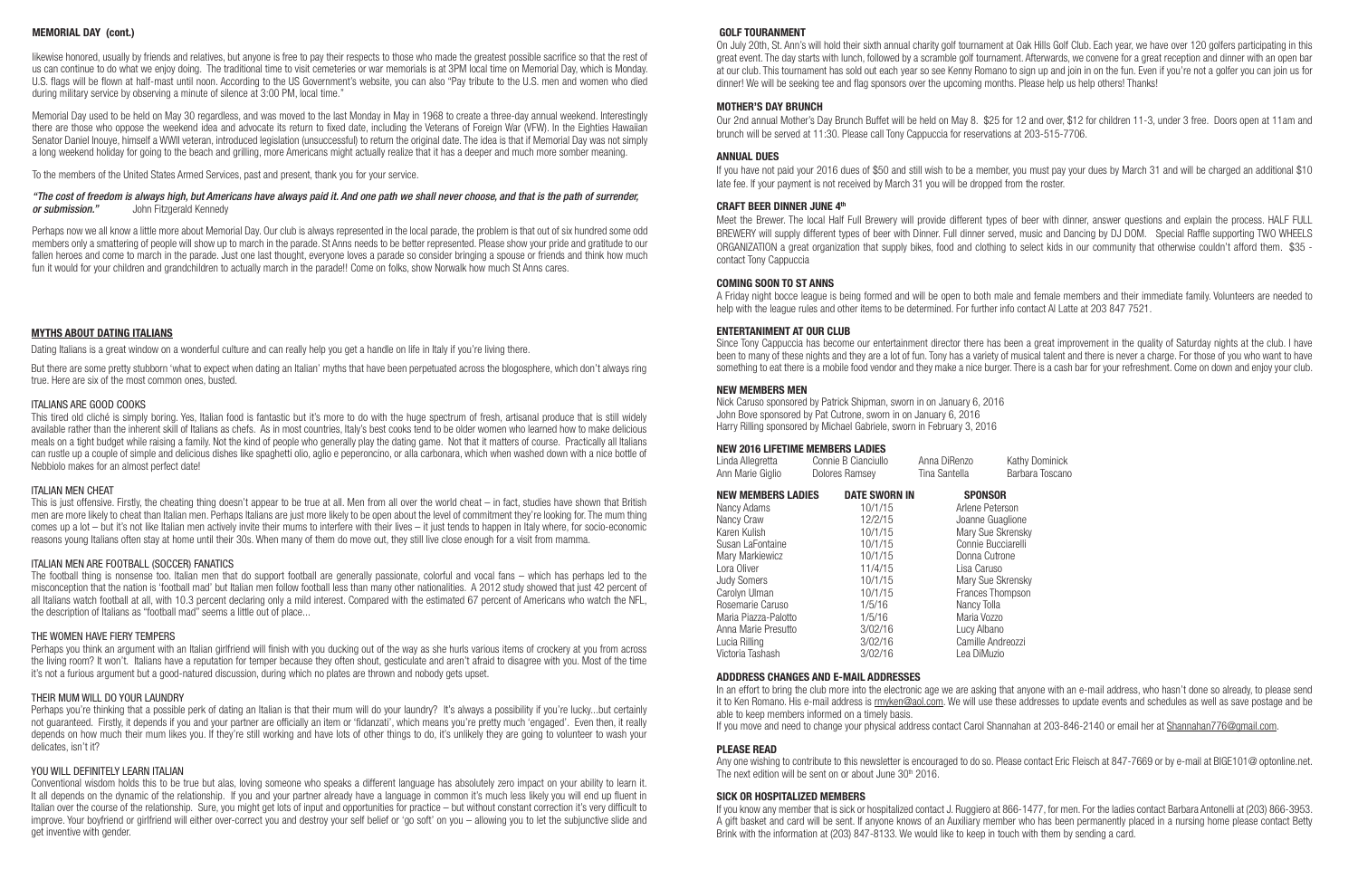## MEMORIAL DAY (cont.)

likewise honored, usually by friends and relatives, but anyone is free to pay their respects to those who made the greatest possible sacrifice so that the rest of us can continue to do what we enjoy doing. The traditional time to visit cemeteries or war memorials is at 3PM local time on Memorial Day, which is Monday. U.S. flags will be flown at half-mast until noon. According to the US Government's website, you can also "Pay tribute to the U.S. men and women who died during military service by observing a minute of silence at 3:00 PM, local time."

Memorial Day used to be held on May 30 regardless, and was moved to the last Monday in May in 1968 to create a three-day annual weekend. Interestingly there are those who oppose the weekend idea and advocate its return to fixed date, including the Veterans of Foreign War (VFW). In the Eighties Hawaiian Senator Daniel Inouye, himself a WWII veteran, introduced legislation (unsuccessful) to return the original date. The idea is that if Memorial Day was not simply a long weekend holiday for going to the beach and grilling, more Americans might actually realize that it has a deeper and much more somber meaning.

To the members of the United States Armed Services, past and present, thank you for your service.

***"The cost of freedom is always high, but Americans have always paid it. And one path we shall never choose, and that is the path of surrender, or submission."*** John Fitzgerald Kennedy

Perhaps now we all know a little more about Memorial Day. Our club is always represented in the local parade, the problem is that out of six hundred some odd members only a smattering of people will show up to march in the parade. St Anns needs to be better represented. Please show your pride and gratitude to our fallen heroes and come to march in the parade. Just one last thought, everyone loves a parade so consider bringing a spouse or friends and think how much fun it would for your children and grandchildren to actually march in the parade!! Come on folks, show Norwalk how much St Anns cares.

## MYTHS ABOUT DATING ITALIANS

Dating Italians is a great window on a wonderful culture and can really help you get a handle on life in Italy if you're living there.

But there are some pretty stubborn 'what to expect when dating an Italian' myths that have been perpetuated across the blogosphere, which don't always ring true. Here are six of the most common ones, busted.

### ITALIANS ARE GOOD COOKS

This tired old cliché is simply boring. Yes, Italian food is fantastic but it's more to do with the huge spectrum of fresh, artisanal produce that is still widely available rather than the inherent skill of Italians as chefs. As in most countries, Italy's best cooks tend to be older women who learned how to make delicious meals on a tight budget while raising a family. Not the kind of people who generally play the dating game. Not that it matters of course. Practically all Italians can rustle up a couple of simple and delicious dishes like spaghetti olio, aglio e peperoncino, or alla carbonara, which when washed down with a nice bottle of Nebbiolo makes for an almost perfect date!

### ITALIAN MEN CHEAT

This is just offensive. Firstly, the cheating thing doesn't appear to be true at all. Men from all over the world cheat – in fact, studies have shown that British men are more likely to cheat than Italian men. Perhaps Italians are just more likely to be open about the level of commitment they're looking for. The mum thing comes up a lot – but it's not like Italian men actively invite their mums to interfere with their lives – it just tends to happen in Italy where, for socio-economic reasons young Italians often stay at home until their 30s. When many of them do move out, they still live close enough for a visit from mamma.

### ITALIAN MEN ARE FOOTBALL (SOCCER) FANATICS

The football thing is nonsense too. Italian men that do support football are generally passionate, colorful and vocal fans – which has perhaps led to the misconception that the nation is 'football mad' but Italian men follow football less than many other nationalities. A 2012 study showed that just 42 percent of all Italians watch football at all, with 10.3 percent declaring only a mild interest. Compared with the estimated 67 percent of Americans who watch the NFL, the description of Italians as "football mad" seems a little out of place...

### THE WOMEN HAVE FIERY TEMPERS

Perhaps you think an argument with an Italian girlfriend will finish with you ducking out of the way as she hurls various items of crockery at you from across the living room? It won't. Italians have a reputation for temper because they often shout, gesticulate and aren't afraid to disagree with you. Most of the time it's not a furious argument but a good-natured discussion, during which no plates are thrown and nobody gets upset.

### THEIR MUM WILL DO YOUR LAUNDRY

Perhaps you're thinking that a possible perk of dating an Italian is that their mum will do your laundry? It's always a possibility if you're lucky...but certainly not guaranteed. Firstly, it depends if you and your partner are officially an item or 'fidanzati', which means you're pretty much 'engaged'. Even then, it really depends on how much their mum likes you. If they're still working and have lots of other things to do, it's unlikely they are going to volunteer to wash your delicates, isn't it?

### YOU WILL DEFINITELY LEARN ITALIAN

Conventional wisdom holds this to be true but alas, loving someone who speaks a different language has absolutely zero impact on your ability to learn it. It all depends on the dynamic of the relationship. If you and your partner already have a language in common it's much less likely you will end up fluent in Italian over the course of the relationship. Sure, you might get lots of input and opportunities for practice – but without constant correction it's very difficult to improve. Your boyfriend or girlfriend will either over-correct you and destroy your self belief or 'go soft' on you – allowing you to let the subjunctive slide and get inventive with gender.

## GOLF TOURNAMENT

On July 20th, St. Ann's will hold their sixth annual charity golf tournament at Oak Hills Golf Club. Each year, we have over 120 golfers participating in this great event. The day starts with lunch, followed by a scramble golf tournament. Afterwards, we convene for a great reception and dinner with an open bar at our club. This tournament has sold out each year so see Kenny Romano to sign up and join in on the fun. Even if you're not a golfer you can join us for dinner! We will be seeking tee and flag sponsors over the upcoming months. Please help us help others! Thanks!

## MOTHER'S DAY BRUNCH

Our 2nd annual Mother's Day Brunch Buffet will be held on May 8. $25 for 12 and over, $12 for children 11-3, under 3 free. Doors open at 11am and brunch will be served at 11:30. Please call Tony Cappuccia for reservations at 203-515-7706.

## ANNUAL DUES

If you have not paid your 2016 dues of $50 and still wish to be a member, you must pay your dues by March 31 and will be charged an additional $10 late fee. If your payment is not received by March 31 you will be dropped from the roster.

## CRAFT BEER DINNER JUNE 4th

Meet the Brewer. The local Half Full Brewery will provide different types of beer with dinner, answer questions and explain the process. HALF FULL BREWERY will supply different types of beer with Dinner. Full dinner served, music and Dancing by DJ DOM. Special Raffle supporting TWO WHEELS ORGANIZATION a great organization that supply bikes, food and clothing to select kids in our community that otherwise couldn't afford them. $35 - contact Tony Cappuccia

## COMING SOON TO ST ANNS

A Friday night bocce league is being formed and will be open to both male and female members and their immediate family. Volunteers are needed to help with the league rules and other items to be determined. For further info contact Al Latte at 203 847 7521.

## ENTERTANIMENT AT OUR CLUB

Since Tony Cappuccia has become our entertainment director there has been a great improvement in the quality of Saturday nights at the club. I have been to many of these nights and they are a lot of fun. Tony has a variety of musical talent and there is never a charge. For those of you who want to have something to eat there is a mobile food vendor and they make a nice burger. There is a cash bar for your refreshment. Come on down and enjoy your club.

## NEW MEMBERS MEN

Nick Caruso sponsored by Patrick Shipman, sworn in on January 6, 2016
John Bove sponsored by Pat Cutrone, sworn in on January 6, 2016
Harry Rilling sponsored by Michael Gabriele, sworn in February 3, 2016

## NEW 2016 LIFETIME MEMBERS LADIES

| | | | |
|---|---|---|---|
| Linda Allegretta | Connie B Cianciullo | Anna DiRenzo | Kathy Dominick |
| Ann Marie Giglio | Dolores Ramsey | Tina Santella | Barbara Toscano |

| NEW MEMBERS LADIES | DATE SWORN IN | SPONSOR |
|---|---|---|
| Nancy Adams | 10/1/15 | Arlene Peterson |
| Nancy Craw | 12/2/15 | Joanne Guaglione |
| Karen Kulish | 10/1/15 | Mary Sue Skrensky |
| Susan LaFontaine | 10/1/15 | Connie Bucciarelli |
| Mary Markiewicz | 10/1/15 | Donna Cutrone |
| Lora Oliver | 11/4/15 | Lisa Caruso |
| Judy Somers | 10/1/15 | Mary Sue Skrensky |
| Carolyn Ulman | 10/1/15 | Frances Thompson |
| Rosemarie Caruso | 1/5/16 | Nancy Tolla |
| Maria Piazza-Palotto | 1/5/16 | Maria Vozzo |
| Anna Marie Presutto | 3/02/16 | Lucy Albano |
| Lucia Rilling | 3/02/16 | Camille Andreozzi |
| Victoria Tashash | 3/02/16 | Lea DiMuzio |

## ADDDRESS CHANGES AND E-MAIL ADDRESSES

In an effort to bring the club more into the electronic age we are asking that anyone with an e-mail address, who hasn't done so already, to please send it to Ken Romano. His e-mail address is rmyken@aol.com. We will use these addresses to update events and schedules as well as save postage and be able to keep members informed on a timely basis.

If you move and need to change your physical address contact Carol Shannahan at 203-846-2140 or email her at Shannahan776@gmail.com.

## PLEASE READ

Any one wishing to contribute to this newsletter is encouraged to do so. Please contact Eric Fleisch at 847-7669 or by e-mail at BIGE101@ optonline.net. The next edition will be sent on or about June 30th 2016.

## SICK OR HOSPITALIZED MEMBERS

If you know any member that is sick or hospitalized contact J. Ruggiero at 866-1477, for men. For the ladies contact Barbara Antonelli at (203) 866-3953. A gift basket and card will be sent. If anyone knows of an Auxiliary member who has been permanently placed in a nursing home please contact Betty Brink with the information at (203) 847-8133. We would like to keep in touch with them by sending a card.